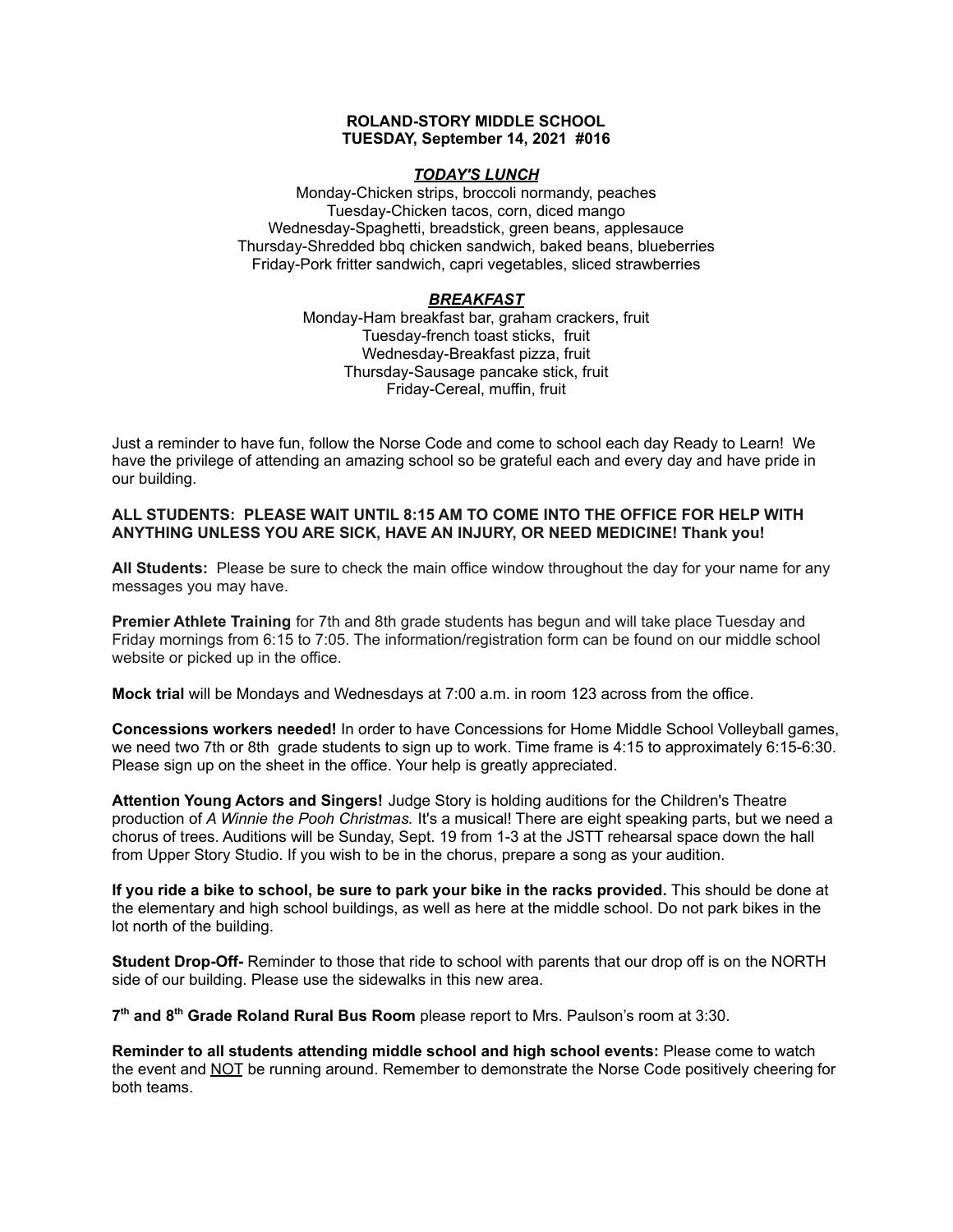**ROLAND-STORY MIDDLE SCHOOL**
**TUESDAY, September 14, 2021 #016**

***TODAY'S LUNCH***

Monday-Chicken strips, broccoli normandy, peaches
Tuesday-Chicken tacos, corn, diced mango
Wednesday-Spaghetti, breadstick, green beans, applesauce
Thursday-Shredded bbq chicken sandwich, baked beans, blueberries
Friday-Pork fritter sandwich, capri vegetables, sliced strawberries

***BREAKFAST***

Monday-Ham breakfast bar, graham crackers, fruit
Tuesday-french toast sticks, fruit
Wednesday-Breakfast pizza, fruit
Thursday-Sausage pancake stick, fruit
Friday-Cereal, muffin, fruit

Just a reminder to have fun, follow the Norse Code and come to school each day Ready to Learn! We have the privilege of attending an amazing school so be grateful each and every day and have pride in our building.

**ALL STUDENTS: PLEASE WAIT UNTIL 8:15 AM TO COME INTO THE OFFICE FOR HELP WITH ANYTHING UNLESS YOU ARE SICK, HAVE AN INJURY, OR NEED MEDICINE! Thank you!**

**All Students:** Please be sure to check the main office window throughout the day for your name for any messages you may have.

**Premier Athlete Training** for 7th and 8th grade students has begun and will take place Tuesday and Friday mornings from 6:15 to 7:05. The information/registration form can be found on our middle school website or picked up in the office.

**Mock trial** will be Mondays and Wednesdays at 7:00 a.m. in room 123 across from the office.

**Concessions workers needed!** In order to have Concessions for Home Middle School Volleyball games, we need two 7th or 8th grade students to sign up to work. Time frame is 4:15 to approximately 6:15-6:30. Please sign up on the sheet in the office. Your help is greatly appreciated.

**Attention Young Actors and Singers!** Judge Story is holding auditions for the Children's Theatre production of *A Winnie the Pooh Christmas.* It's a musical! There are eight speaking parts, but we need a chorus of trees. Auditions will be Sunday, Sept. 19 from 1-3 at the JSTT rehearsal space down the hall from Upper Story Studio. If you wish to be in the chorus, prepare a song as your audition.

**If you ride a bike to school, be sure to park your bike in the racks provided.** This should be done at the elementary and high school buildings, as well as here at the middle school. Do not park bikes in the lot north of the building.

**Student Drop-Off-** Reminder to those that ride to school with parents that our drop off is on the NORTH side of our building. Please use the sidewalks in this new area.

**7th and 8th Grade Roland Rural Bus Room** please report to Mrs. Paulson's room at 3:30.

**Reminder to all students attending middle school and high school events:** Please come to watch the event and NOT be running around. Remember to demonstrate the Norse Code positively cheering for both teams.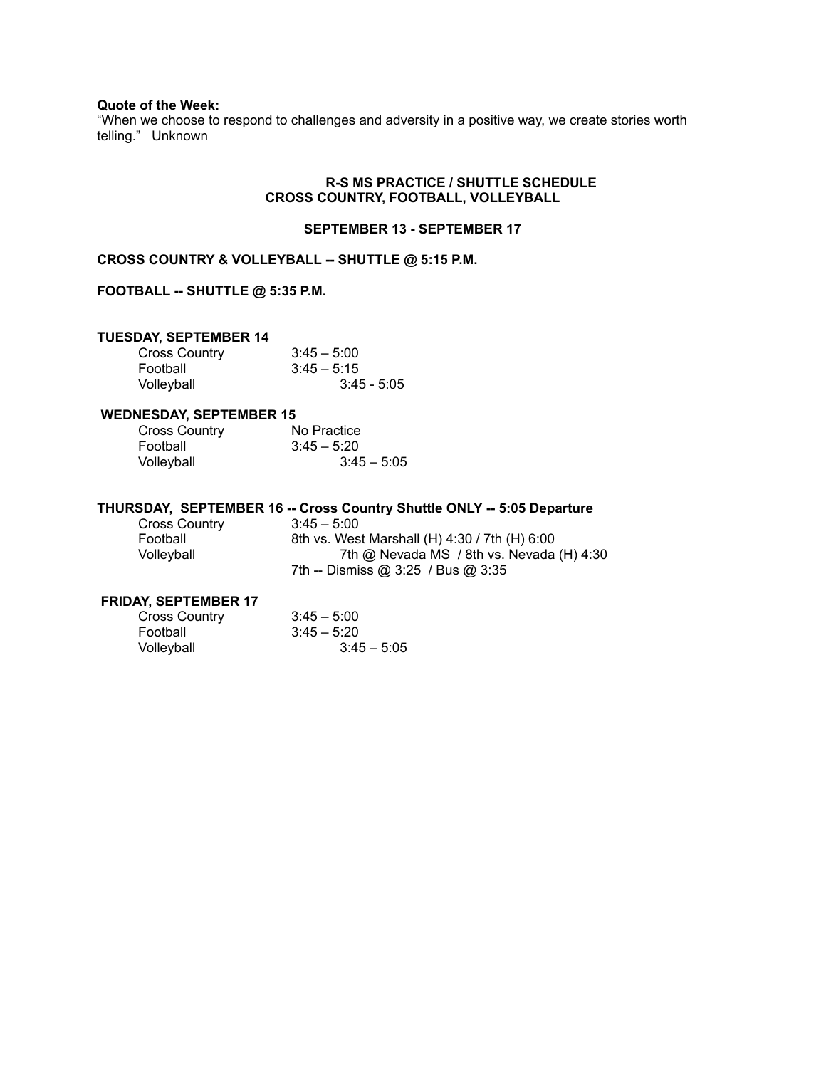**Quote of the Week:**
"When we choose to respond to challenges and adversity in a positive way, we create stories worth telling." Unknown

**R-S MS PRACTICE / SHUTTLE SCHEDULE**
**CROSS COUNTRY, FOOTBALL, VOLLEYBALL**

**SEPTEMBER 13 - SEPTEMBER 17**

**CROSS COUNTRY & VOLLEYBALL -- SHUTTLE @ 5:15 P.M.**

**FOOTBALL -- SHUTTLE @ 5:35 P.M.**

**TUESDAY, SEPTEMBER 14**

| | |
|---|---|
| Cross Country | 3:45 – 5:00 |
| Football | 3:45 – 5:15 |
| Volleyball | 3:45 - 5:05 |

**WEDNESDAY, SEPTEMBER 15**

| | |
|---|---|
| Cross Country | No Practice |
| Football | 3:45 – 5:20 |
| Volleyball | 3:45 – 5:05 |

**THURSDAY, SEPTEMBER 16 -- Cross Country Shuttle ONLY -- 5:05 Departure**

| | |
|---|---|
| Cross Country | 3:45 – 5:00 |
| Football | 8th vs. West Marshall (H) 4:30 / 7th (H) 6:00 |
| Volleyball | 7th @ Nevada MS / 8th vs. Nevada (H) 4:30 |
| | 7th -- Dismiss @ 3:25 / Bus @ 3:35 |

**FRIDAY, SEPTEMBER 17**

| | |
|---|---|
| Cross Country | 3:45 – 5:00 |
| Football | 3:45 – 5:20 |
| Volleyball | 3:45 – 5:05 |